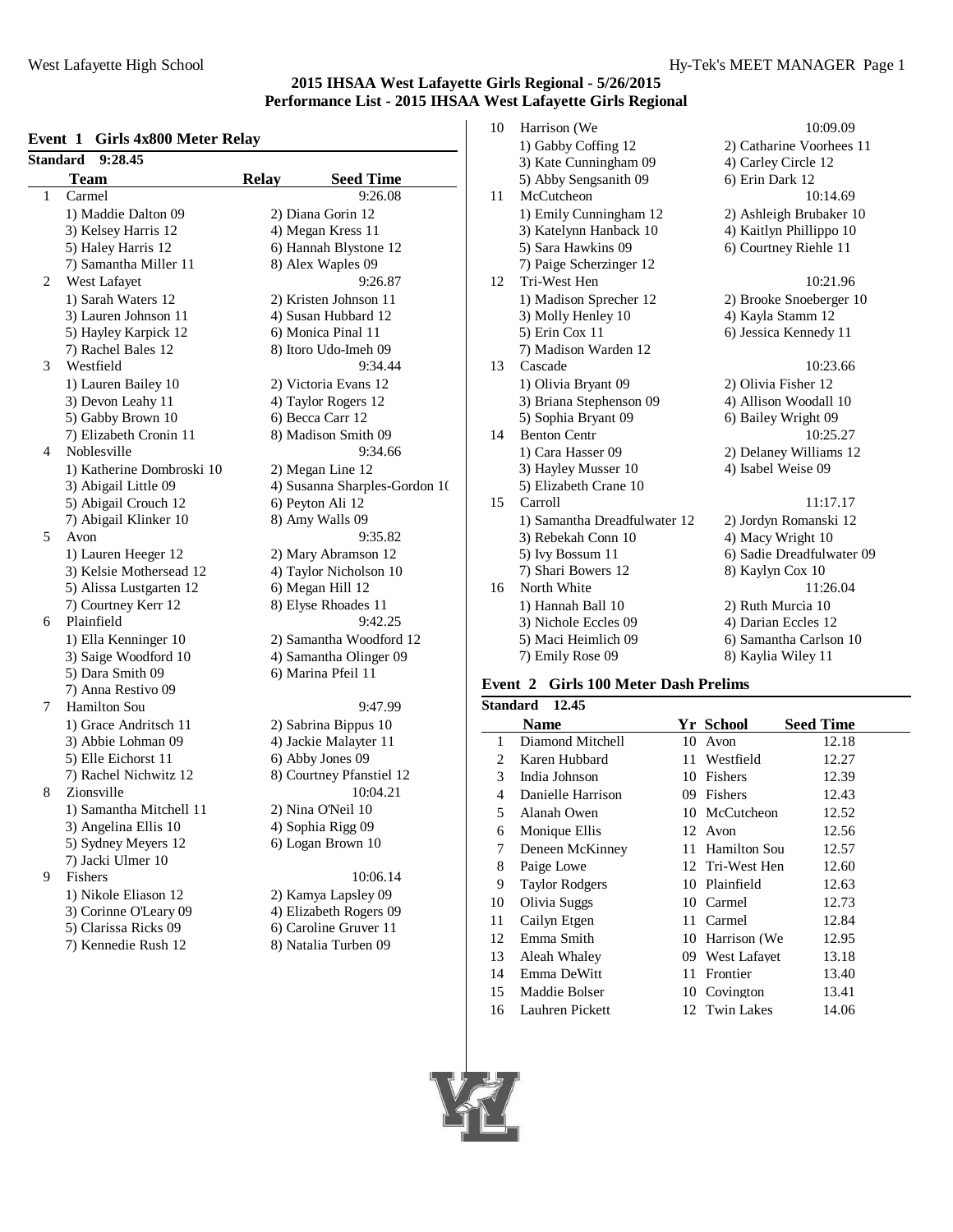## 2015 IHSAA West Lafayette Girls Regional - 5/26/2015
## Performance List - 2015 IHSAA West Lafayette Girls Regional

### Event 1 Girls 4x800 Meter Relay

**Standard 9:28.45**

| | Team | Relay | Seed Time |
|---|---|---|---|
| 1 | Carmel | | 9:26.08 |
| | 1) Maddie Dalton 09 | 2) Diana Gorin 12 | |
| | 3) Kelsey Harris 12 | 4) Megan Kress 11 | |
| | 5) Haley Harris 12 | 6) Hannah Blystone 12 | |
| | 7) Samantha Miller 11 | 8) Alex Waples 09 | |
| 2 | West Lafayet | | 9:26.87 |
| | 1) Sarah Waters 12 | 2) Kristen Johnson 11 | |
| | 3) Lauren Johnson 11 | 4) Susan Hubbard 12 | |
| | 5) Hayley Karpick 12 | 6) Monica Pinal 11 | |
| | 7) Rachel Bales 12 | 8) Itoro Udo-Imeh 09 | |
| 3 | Westfield | | 9:34.44 |
| | 1) Lauren Bailey 10 | 2) Victoria Evans 12 | |
| | 3) Devon Leahy 11 | 4) Taylor Rogers 12 | |
| | 5) Gabby Brown 10 | 6) Becca Carr 12 | |
| | 7) Elizabeth Cronin 11 | 8) Madison Smith 09 | |
| 4 | Noblesville | | 9:34.66 |
| | 1) Katherine Dombroski 10 | 2) Megan Line 12 | |
| | 3) Abigail Little 09 | 4) Susanna Sharples-Gordon 1( | |
| | 5) Abigail Crouch 12 | 6) Peyton Ali 12 | |
| | 7) Abigail Klinker 10 | 8) Amy Walls 09 | |
| 5 | Avon | | 9:35.82 |
| | 1) Lauren Heeger 12 | 2) Mary Abramson 12 | |
| | 3) Kelsie Mothersead 12 | 4) Taylor Nicholson 10 | |
| | 5) Alissa Lustgarten 12 | 6) Megan Hill 12 | |
| | 7) Courtney Kerr 12 | 8) Elyse Rhoades 11 | |
| 6 | Plainfield | | 9:42.25 |
| | 1) Ella Kenninger 10 | 2) Samantha Woodford 12 | |
| | 3) Saige Woodford 10 | 4) Samantha Olinger 09 | |
| | 5) Dara Smith 09 | 6) Marina Pfeil 11 | |
| | 7) Anna Restivo 09 | | |
| 7 | Hamilton Sou | | 9:47.99 |
| | 1) Grace Andritsch 11 | 2) Sabrina Bippus 10 | |
| | 3) Abbie Lohman 09 | 4) Jackie Malayter 11 | |
| | 5) Elle Eichorst 11 | 6) Abby Jones 09 | |
| | 7) Rachel Nichwitz 12 | 8) Courtney Pfanstiel 12 | |
| 8 | Zionsville | | 10:04.21 |
| | 1) Samantha Mitchell 11 | 2) Nina O'Neil 10 | |
| | 3) Angelina Ellis 10 | 4) Sophia Rigg 09 | |
| | 5) Sydney Meyers 12 | 6) Logan Brown 10 | |
| | 7) Jacki Ulmer 10 | | |
| 9 | Fishers | | 10:06.14 |
| | 1) Nikole Eliason 12 | 2) Kamya Lapsley 09 | |
| | 3) Corinne O'Leary 09 | 4) Elizabeth Rogers 09 | |
| | 5) Clarissa Ricks 09 | 6) Caroline Gruver 11 | |
| | 7) Kennedie Rush 12 | 8) Natalia Turben 09 | |
| 10 | Harrison (We | | 10:09.09 |
| | 1) Gabby Coffing 12 | 2) Catharine Voorhees 11 | |
| | 3) Kate Cunningham 09 | 4) Carley Circle 12 | |
| | 5) Abby Sengsanith 09 | 6) Erin Dark 12 | |
| 11 | McCutcheon | | 10:14.69 |
| | 1) Emily Cunningham 12 | 2) Ashleigh Brubaker 10 | |
| | 3) Katelynn Hanback 10 | 4) Kaitlyn Phillippo 10 | |
| | 5) Sara Hawkins 09 | 6) Courtney Riehle 11 | |
| | 7) Paige Scherzinger 12 | | |
| 12 | Tri-West Hen | | 10:21.96 |
| | 1) Madison Sprecher 12 | 2) Brooke Snoeberger 10 | |
| | 3) Molly Henley 10 | 4) Kayla Stamm 12 | |
| | 5) Erin Cox 11 | 6) Jessica Kennedy 11 | |
| | 7) Madison Warden 12 | | |
| 13 | Cascade | | 10:23.66 |
| | 1) Olivia Bryant 09 | 2) Olivia Fisher 12 | |
| | 3) Briana Stephenson 09 | 4) Allison Woodall 10 | |
| | 5) Sophia Bryant 09 | 6) Bailey Wright 09 | |
| 14 | Benton Centr | | 10:25.27 |
| | 1) Cara Hasser 09 | 2) Delaney Williams 12 | |
| | 3) Hayley Musser 10 | 4) Isabel Weise 09 | |
| | 5) Elizabeth Crane 10 | | |
| 15 | Carroll | | 11:17.17 |
| | 1) Samantha Dreadfulwater 12 | 2) Jordyn Romanski 12 | |
| | 3) Rebekah Conn 10 | 4) Macy Wright 10 | |
| | 5) Ivy Bossum 11 | 6) Sadie Dreadfulwater 09 | |
| | 7) Shari Bowers 12 | 8) Kaylyn Cox 10 | |
| 16 | North White | | 11:26.04 |
| | 1) Hannah Ball 10 | 2) Ruth Murcia 10 | |
| | 3) Nichole Eccles 09 | 4) Darian Eccles 12 | |
| | 5) Maci Heimlich 09 | 6) Samantha Carlson 10 | |
| | 7) Emily Rose 09 | 8) Kaylia Wiley 11 | |

### Event 2 Girls 100 Meter Dash Prelims

**Standard 12.45**

| | Name | Yr | School | Seed Time |
|---|---|---|---|---|
| 1 | Diamond Mitchell | 10 | Avon | 12.18 |
| 2 | Karen Hubbard | 11 | Westfield | 12.27 |
| 3 | India Johnson | 10 | Fishers | 12.39 |
| 4 | Danielle Harrison | 09 | Fishers | 12.43 |
| 5 | Alanah Owen | 10 | McCutcheon | 12.52 |
| 6 | Monique Ellis | 12 | Avon | 12.56 |
| 7 | Deneen McKinney | 11 | Hamilton Sou | 12.57 |
| 8 | Paige Lowe | 12 | Tri-West Hen | 12.60 |
| 9 | Taylor Rodgers | 10 | Plainfield | 12.63 |
| 10 | Olivia Suggs | 10 | Carmel | 12.73 |
| 11 | Cailyn Etgen | 11 | Carmel | 12.84 |
| 12 | Emma Smith | 10 | Harrison (We | 12.95 |
| 13 | Aleah Whaley | 09 | West Lafayet | 13.18 |
| 14 | Emma DeWitt | 11 | Frontier | 13.40 |
| 15 | Maddie Bolser | 10 | Covington | 13.41 |
| 16 | Lauhren Pickett | 12 | Twin Lakes | 14.06 |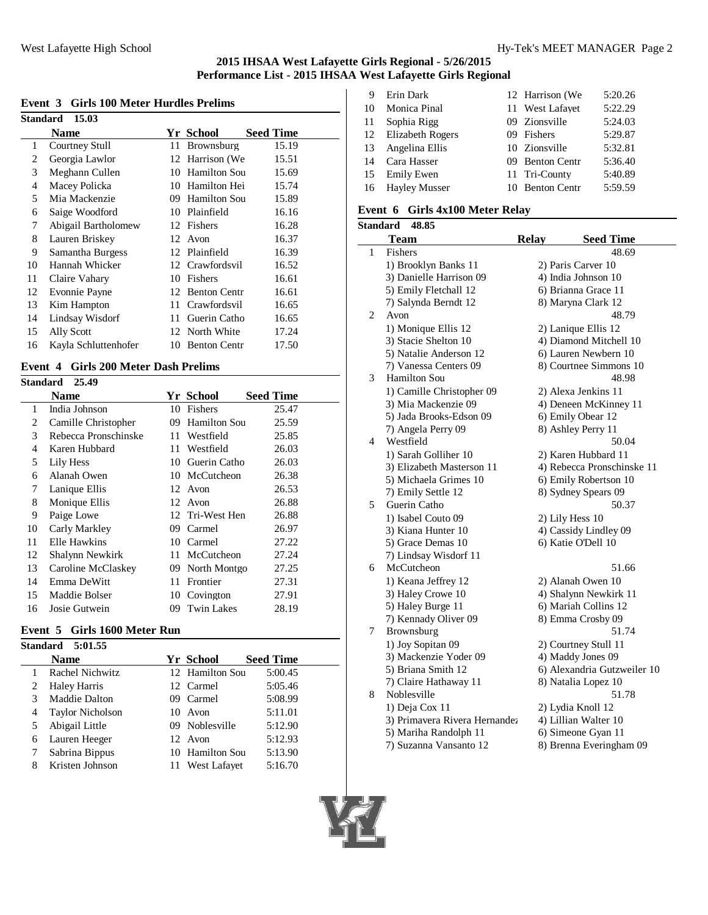# 2015 IHSAA West Lafayette Girls Regional - 5/26/2015

## Performance List - 2015 IHSAA West Lafayette Girls Regional

### Event 3 Girls 100 Meter Hurdles Prelims

**Standard 15.03**

| | Name | Yr | School | Seed Time |
|---|---|---|---|---|
| 1 | Courtney Stull | 11 | Brownsburg | 15.19 |
| 2 | Georgia Lawlor | 12 | Harrison (We | 15.51 |
| 3 | Meghann Cullen | 10 | Hamilton Sou | 15.69 |
| 4 | Macey Policka | 10 | Hamilton Hei | 15.74 |
| 5 | Mia Mackenzie | 09 | Hamilton Sou | 15.89 |
| 6 | Saige Woodford | 10 | Plainfield | 16.16 |
| 7 | Abigail Bartholomew | 12 | Fishers | 16.28 |
| 8 | Lauren Briskey | 12 | Avon | 16.37 |
| 9 | Samantha Burgess | 12 | Plainfield | 16.39 |
| 10 | Hannah Whicker | 12 | Crawfordsvil | 16.52 |
| 11 | Claire Vahary | 10 | Fishers | 16.61 |
| 12 | Evonnie Payne | 12 | Benton Centr | 16.61 |
| 13 | Kim Hampton | 11 | Crawfordsvil | 16.65 |
| 14 | Lindsay Wisdorf | 11 | Guerin Catho | 16.65 |
| 15 | Ally Scott | 12 | North White | 17.24 |
| 16 | Kayla Schluttenhofer | 10 | Benton Centr | 17.50 |

### Event 4 Girls 200 Meter Dash Prelims

**Standard 25.49**

| | Name | Yr | School | Seed Time |
|---|---|---|---|---|
| 1 | India Johnson | 10 | Fishers | 25.47 |
| 2 | Camille Christopher | 09 | Hamilton Sou | 25.59 |
| 3 | Rebecca Pronschinske | 11 | Westfield | 25.85 |
| 4 | Karen Hubbard | 11 | Westfield | 26.03 |
| 5 | Lily Hess | 10 | Guerin Catho | 26.03 |
| 6 | Alanah Owen | 10 | McCutcheon | 26.38 |
| 7 | Lanique Ellis | 12 | Avon | 26.53 |
| 8 | Monique Ellis | 12 | Avon | 26.88 |
| 9 | Paige Lowe | 12 | Tri-West Hen | 26.88 |
| 10 | Carly Markley | 09 | Carmel | 26.97 |
| 11 | Elle Hawkins | 10 | Carmel | 27.22 |
| 12 | Shalynn Newkirk | 11 | McCutcheon | 27.24 |
| 13 | Caroline McClaskey | 09 | North Montgo | 27.25 |
| 14 | Emma DeWitt | 11 | Frontier | 27.31 |
| 15 | Maddie Bolser | 10 | Covington | 27.91 |
| 16 | Josie Gutwein | 09 | Twin Lakes | 28.19 |

### Event 5 Girls 1600 Meter Run

**Standard 5:01.55**

| | Name | Yr | School | Seed Time |
|---|---|---|---|---|
| 1 | Rachel Nichwitz | 12 | Hamilton Sou | 5:00.45 |
| 2 | Haley Harris | 12 | Carmel | 5:05.46 |
| 3 | Maddie Dalton | 09 | Carmel | 5:08.99 |
| 4 | Taylor Nicholson | 10 | Avon | 5:11.01 |
| 5 | Abigail Little | 09 | Noblesville | 5:12.90 |
| 6 | Lauren Heeger | 12 | Avon | 5:12.93 |
| 7 | Sabrina Bippus | 10 | Hamilton Sou | 5:13.90 |
| 8 | Kristen Johnson | 11 | West Lafayet | 5:16.70 |
| 9 | Erin Dark | 12 | Harrison (We | 5:20.26 |
| 10 | Monica Pinal | 11 | West Lafayet | 5:22.29 |
| 11 | Sophia Rigg | 09 | Zionsville | 5:24.03 |
| 12 | Elizabeth Rogers | 09 | Fishers | 5:29.87 |
| 13 | Angelina Ellis | 10 | Zionsville | 5:32.81 |
| 14 | Cara Hasser | 09 | Benton Centr | 5:36.40 |
| 15 | Emily Ewen | 11 | Tri-County | 5:40.89 |
| 16 | Hayley Musser | 10 | Benton Centr | 5:59.59 |

### Event 6 Girls 4x100 Meter Relay

**Standard 48.85**

| | Team | Relay | Seed Time |
|---|---|---|---|
| 1 | Fishers | | 48.69 |
| | 1) Brooklyn Banks 11 | 2) Paris Carver 10 | |
| | 3) Danielle Harrison 09 | 4) India Johnson 10 | |
| | 5) Emily Fletchall 12 | 6) Brianna Grace 11 | |
| | 7) Salynda Berndt 12 | 8) Maryna Clark 12 | |
| 2 | Avon | | 48.79 |
| | 1) Monique Ellis 12 | 2) Lanique Ellis 12 | |
| | 3) Stacie Shelton 10 | 4) Diamond Mitchell 10 | |
| | 5) Natalie Anderson 12 | 6) Lauren Newbern 10 | |
| | 7) Vanessa Centers 09 | 8) Courtnee Simmons 10 | |
| 3 | Hamilton Sou | | 48.98 |
| | 1) Camille Christopher 09 | 2) Alexa Jenkins 11 | |
| | 3) Mia Mackenzie 09 | 4) Deneen McKinney 11 | |
| | 5) Jada Brooks-Edson 09 | 6) Emily Obear 12 | |
| | 7) Angela Perry 09 | 8) Ashley Perry 11 | |
| 4 | Westfield | | 50.04 |
| | 1) Sarah Golliher 10 | 2) Karen Hubbard 11 | |
| | 3) Elizabeth Masterson 11 | 4) Rebecca Pronschinske 11 | |
| | 5) Michaela Grimes 10 | 6) Emily Robertson 10 | |
| | 7) Emily Settle 12 | 8) Sydney Spears 09 | |
| 5 | Guerin Catho | | 50.37 |
| | 1) Isabel Couto 09 | 2) Lily Hess 10 | |
| | 3) Kiana Hunter 10 | 4) Cassidy Lindley 09 | |
| | 5) Grace Demas 10 | 6) Katie O'Dell 10 | |
| | 7) Lindsay Wisdorf 11 | | |
| 6 | McCutcheon | | 51.66 |
| | 1) Keana Jeffrey 12 | 2) Alanah Owen 10 | |
| | 3) Haley Crowe 10 | 4) Shalynn Newkirk 11 | |
| | 5) Haley Burge 11 | 6) Mariah Collins 12 | |
| | 7) Kennady Oliver 09 | 8) Emma Crosby 09 | |
| 7 | Brownsburg | | 51.74 |
| | 1) Joy Sopitan 09 | 2) Courtney Stull 11 | |
| | 3) Mackenzie Yoder 09 | 4) Maddy Jones 09 | |
| | 5) Briana Smith 12 | 6) Alexandria Gutzweiler 10 | |
| | 7) Claire Hathaway 11 | 8) Natalia Lopez 10 | |
| 8 | Noblesville | | 51.78 |
| | 1) Deja Cox 11 | 2) Lydia Knoll 12 | |
| | 3) Primavera Rivera Hernandez | 4) Lillian Walter 10 | |
| | 5) Mariha Randolph 11 | 6) Simeone Gyan 11 | |
| | 7) Suzanna Vansanto 12 | 8) Brenna Everingham 09 | |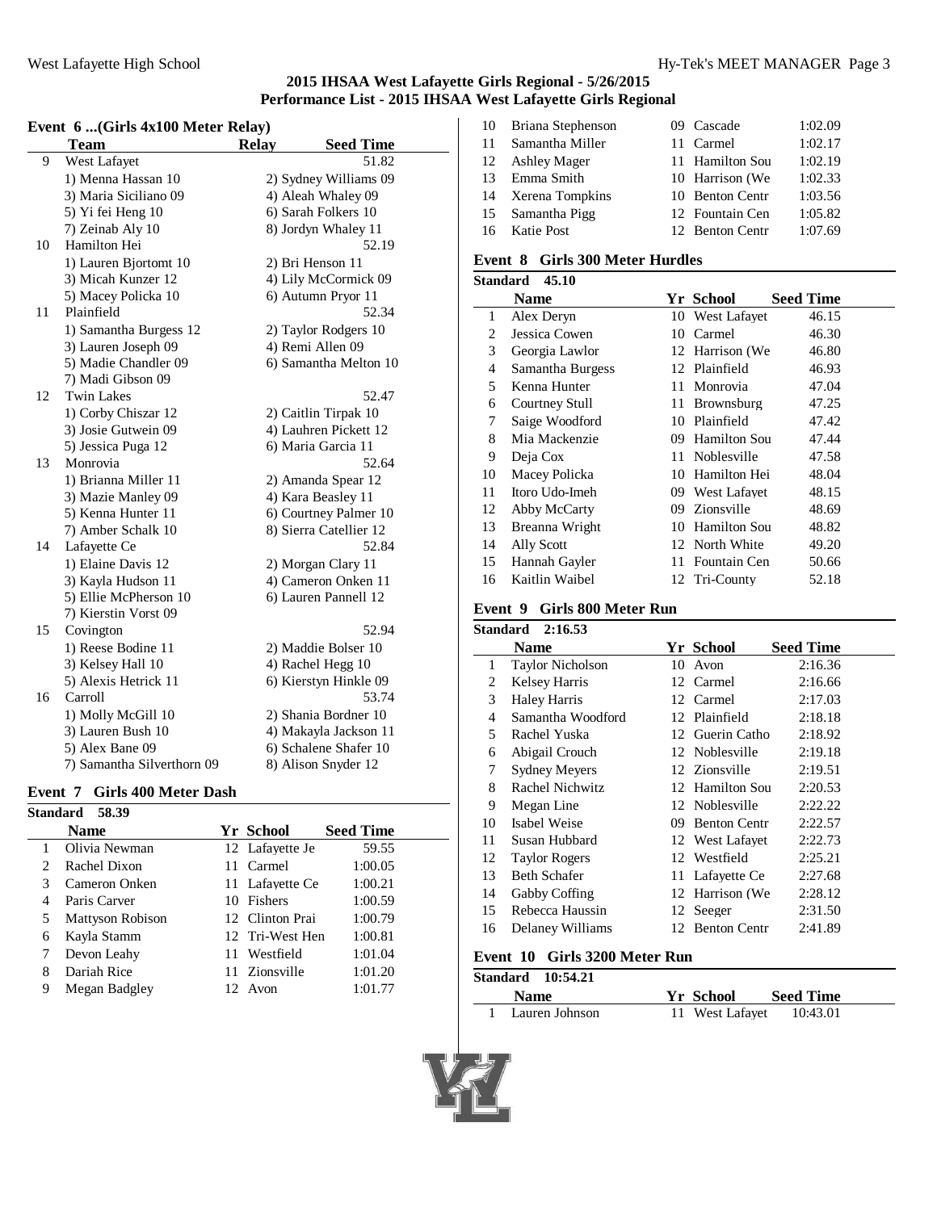## 2015 IHSAA West Lafayette Girls Regional - 5/26/2015

## Performance List - 2015 IHSAA West Lafayette Girls Regional

### Event 6 ...(Girls 4x100 Meter Relay)

| | Team | Relay | Seed Time |
|---|---|---|---|
| 9 | West Lafayet | | 51.82 |
| | 1) Menna Hassan 10 | 2) Sydney Williams 09 | |
| | 3) Maria Siciliano 09 | 4) Aleah Whaley 09 | |
| | 5) Yi fei Heng 10 | 6) Sarah Folkers 10 | |
| | 7) Zeinab Aly 10 | 8) Jordyn Whaley 11 | |
| 10 | Hamilton Hei | | 52.19 |
| | 1) Lauren Bjortomt 10 | 2) Bri Henson 11 | |
| | 3) Micah Kunzer 12 | 4) Lily McCormick 09 | |
| | 5) Macey Policka 10 | 6) Autumn Pryor 11 | |
| 11 | Plainfield | | 52.34 |
| | 1) Samantha Burgess 12 | 2) Taylor Rodgers 10 | |
| | 3) Lauren Joseph 09 | 4) Remi Allen 09 | |
| | 5) Madie Chandler 09 | 6) Samantha Melton 10 | |
| | 7) Madi Gibson 09 | | |
| 12 | Twin Lakes | | 52.47 |
| | 1) Corby Chiszar 12 | 2) Caitlin Tirpak 10 | |
| | 3) Josie Gutwein 09 | 4) Lauhren Pickett 12 | |
| | 5) Jessica Puga 12 | 6) Maria Garcia 11 | |
| 13 | Monrovia | | 52.64 |
| | 1) Brianna Miller 11 | 2) Amanda Spear 12 | |
| | 3) Mazie Manley 09 | 4) Kara Beasley 11 | |
| | 5) Kenna Hunter 11 | 6) Courtney Palmer 10 | |
| | 7) Amber Schalk 10 | 8) Sierra Catellier 12 | |
| 14 | Lafayette Ce | | 52.84 |
| | 1) Elaine Davis 12 | 2) Morgan Clary 11 | |
| | 3) Kayla Hudson 11 | 4) Cameron Onken 11 | |
| | 5) Ellie McPherson 10 | 6) Lauren Pannell 12 | |
| | 7) Kierstin Vorst 09 | | |
| 15 | Covington | | 52.94 |
| | 1) Reese Bodine 11 | 2) Maddie Bolser 10 | |
| | 3) Kelsey Hall 10 | 4) Rachel Hegg 10 | |
| | 5) Alexis Hetrick 11 | 6) Kierstyn Hinkle 09 | |
| 16 | Carroll | | 53.74 |
| | 1) Molly McGill 10 | 2) Shania Bordner 10 | |
| | 3) Lauren Bush 10 | 4) Makayla Jackson 11 | |
| | 5) Alex Bane 09 | 6) Schalene Shafer 10 | |
| | 7) Samantha Silverthorn 09 | 8) Alison Snyder 12 | |

### Event 7 Girls 400 Meter Dash

**Standard 58.39**

| | Name | Yr | School | Seed Time |
|---|---|---|---|---|
| 1 | Olivia Newman | 12 | Lafayette Je | 59.55 |
| 2 | Rachel Dixon | 11 | Carmel | 1:00.05 |
| 3 | Cameron Onken | 11 | Lafayette Ce | 1:00.21 |
| 4 | Paris Carver | 10 | Fishers | 1:00.59 |
| 5 | Mattyson Robison | 12 | Clinton Prai | 1:00.79 |
| 6 | Kayla Stamm | 12 | Tri-West Hen | 1:00.81 |
| 7 | Devon Leahy | 11 | Westfield | 1:01.04 |
| 8 | Dariah Rice | 11 | Zionsville | 1:01.20 |
| 9 | Megan Badgley | 12 | Avon | 1:01.77 |
| 10 | Briana Stephenson | 09 | Cascade | 1:02.09 |
| 11 | Samantha Miller | 11 | Carmel | 1:02.17 |
| 12 | Ashley Mager | 11 | Hamilton Sou | 1:02.19 |
| 13 | Emma Smith | 10 | Harrison (We | 1:02.33 |
| 14 | Xerena Tompkins | 10 | Benton Centr | 1:03.56 |
| 15 | Samantha Pigg | 12 | Fountain Cen | 1:05.82 |
| 16 | Katie Post | 12 | Benton Centr | 1:07.69 |

### Event 8 Girls 300 Meter Hurdles

**Standard 45.10**

| | Name | Yr | School | Seed Time |
|---|---|---|---|---|
| 1 | Alex Deryn | 10 | West Lafayet | 46.15 |
| 2 | Jessica Cowen | 10 | Carmel | 46.30 |
| 3 | Georgia Lawlor | 12 | Harrison (We | 46.80 |
| 4 | Samantha Burgess | 12 | Plainfield | 46.93 |
| 5 | Kenna Hunter | 11 | Monrovia | 47.04 |
| 6 | Courtney Stull | 11 | Brownsburg | 47.25 |
| 7 | Saige Woodford | 10 | Plainfield | 47.42 |
| 8 | Mia Mackenzie | 09 | Hamilton Sou | 47.44 |
| 9 | Deja Cox | 11 | Noblesville | 47.58 |
| 10 | Macey Policka | 10 | Hamilton Hei | 48.04 |
| 11 | Itoro Udo-Imeh | 09 | West Lafayet | 48.15 |
| 12 | Abby McCarty | 09 | Zionsville | 48.69 |
| 13 | Breanna Wright | 10 | Hamilton Sou | 48.82 |
| 14 | Ally Scott | 12 | North White | 49.20 |
| 15 | Hannah Gayler | 11 | Fountain Cen | 50.66 |
| 16 | Kaitlin Waibel | 12 | Tri-County | 52.18 |

### Event 9 Girls 800 Meter Run

**Standard 2:16.53**

| | Name | Yr | School | Seed Time |
|---|---|---|---|---|
| 1 | Taylor Nicholson | 10 | Avon | 2:16.36 |
| 2 | Kelsey Harris | 12 | Carmel | 2:16.66 |
| 3 | Haley Harris | 12 | Carmel | 2:17.03 |
| 4 | Samantha Woodford | 12 | Plainfield | 2:18.18 |
| 5 | Rachel Yuska | 12 | Guerin Catho | 2:18.92 |
| 6 | Abigail Crouch | 12 | Noblesville | 2:19.18 |
| 7 | Sydney Meyers | 12 | Zionsville | 2:19.51 |
| 8 | Rachel Nichwitz | 12 | Hamilton Sou | 2:20.53 |
| 9 | Megan Line | 12 | Noblesville | 2:22.22 |
| 10 | Isabel Weise | 09 | Benton Centr | 2:22.57 |
| 11 | Susan Hubbard | 12 | West Lafayet | 2:22.73 |
| 12 | Taylor Rogers | 12 | Westfield | 2:25.21 |
| 13 | Beth Schafer | 11 | Lafayette Ce | 2:27.68 |
| 14 | Gabby Coffing | 12 | Harrison (We | 2:28.12 |
| 15 | Rebecca Haussin | 12 | Seeger | 2:31.50 |
| 16 | Delaney Williams | 12 | Benton Centr | 2:41.89 |

### Event 10 Girls 3200 Meter Run

**Standard 10:54.21**

| | Name | Yr | School | Seed Time |
|---|---|---|---|---|
| 1 | Lauren Johnson | 11 | West Lafayet | 10:43.01 |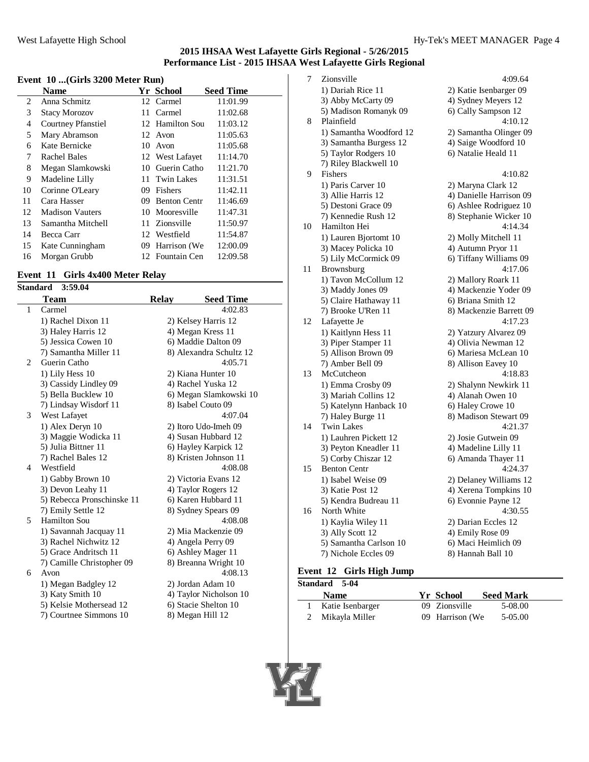# 2015 IHSAA West Lafayette Girls Regional - 5/26/2015

## Performance List - 2015 IHSAA West Lafayette Girls Regional

### Event 10 ...(Girls 3200 Meter Run)

| | Name | Yr | School | Seed Time |
|---|---|---|---|---|
| 2 | Anna Schmitz | 12 | Carmel | 11:01.99 |
| 3 | Stacy Morozov | 11 | Carmel | 11:02.68 |
| 4 | Courtney Pfanstiel | 12 | Hamilton Sou | 11:03.12 |
| 5 | Mary Abramson | 12 | Avon | 11:05.63 |
| 6 | Kate Bernicke | 10 | Avon | 11:05.68 |
| 7 | Rachel Bales | 12 | West Lafayet | 11:14.70 |
| 8 | Megan Slamkowski | 10 | Guerin Catho | 11:21.70 |
| 9 | Madeline Lilly | 11 | Twin Lakes | 11:31.51 |
| 10 | Corinne O'Leary | 09 | Fishers | 11:42.11 |
| 11 | Cara Hasser | 09 | Benton Centr | 11:46.69 |
| 12 | Madison Vauters | 10 | Mooresville | 11:47.31 |
| 13 | Samantha Mitchell | 11 | Zionsville | 11:50.97 |
| 14 | Becca Carr | 12 | Westfield | 11:54.87 |
| 15 | Kate Cunningham | 09 | Harrison (We | 12:00.09 |
| 16 | Morgan Grubb | 12 | Fountain Cen | 12:09.58 |

### Event 11 Girls 4x400 Meter Relay

**Standard 3:59.04**

| | Team | Relay | Seed Time |
|---|---|---|---|
| 1 | Carmel | | 4:02.83 |
| | 1) Rachel Dixon 11 | 2) Kelsey Harris 12 | |
| | 3) Haley Harris 12 | 4) Megan Kress 11 | |
| | 5) Jessica Cowen 10 | 6) Maddie Dalton 09 | |
| | 7) Samantha Miller 11 | 8) Alexandra Schultz 12 | |
| 2 | Guerin Catho | | 4:05.71 |
| | 1) Lily Hess 10 | 2) Kiana Hunter 10 | |
| | 3) Cassidy Lindley 09 | 4) Rachel Yuska 12 | |
| | 5) Bella Bucklew 10 | 6) Megan Slamkowski 10 | |
| | 7) Lindsay Wisdorf 11 | 8) Isabel Couto 09 | |
| 3 | West Lafayet | | 4:07.04 |
| | 1) Alex Deryn 10 | 2) Itoro Udo-Imeh 09 | |
| | 3) Maggie Wodicka 11 | 4) Susan Hubbard 12 | |
| | 5) Julia Bittner 11 | 6) Hayley Karpick 12 | |
| | 7) Rachel Bales 12 | 8) Kristen Johnson 11 | |
| 4 | Westfield | | 4:08.08 |
| | 1) Gabby Brown 10 | 2) Victoria Evans 12 | |
| | 3) Devon Leahy 11 | 4) Taylor Rogers 12 | |
| | 5) Rebecca Pronschinske 11 | 6) Karen Hubbard 11 | |
| | 7) Emily Settle 12 | 8) Sydney Spears 09 | |
| 5 | Hamilton Sou | | 4:08.08 |
| | 1) Savannah Jacquay 11 | 2) Mia Mackenzie 09 | |
| | 3) Rachel Nichwitz 12 | 4) Angela Perry 09 | |
| | 5) Grace Andritsch 11 | 6) Ashley Mager 11 | |
| | 7) Camille Christopher 09 | 8) Breanna Wright 10 | |
| 6 | Avon | | 4:08.13 |
| | 1) Megan Badgley 12 | 2) Jordan Adam 10 | |
| | 3) Katy Smith 10 | 4) Taylor Nicholson 10 | |
| | 5) Kelsie Mothersead 12 | 6) Stacie Shelton 10 | |
| | 7) Courtnee Simmons 10 | 8) Megan Hill 12 | |
| 7 | Zionsville | | 4:09.64 |
| | 1) Dariah Rice 11 | 2) Katie Isenbarger 09 | |
| | 3) Abby McCarty 09 | 4) Sydney Meyers 12 | |
| | 5) Madison Romanyk 09 | 6) Cally Sampson 12 | |
| 8 | Plainfield | | 4:10.12 |
| | 1) Samantha Woodford 12 | 2) Samantha Olinger 09 | |
| | 3) Samantha Burgess 12 | 4) Saige Woodford 10 | |
| | 5) Taylor Rodgers 10 | 6) Natalie Heald 11 | |
| | 7) Riley Blackwell 10 | | |
| 9 | Fishers | | 4:10.82 |
| | 1) Paris Carver 10 | 2) Maryna Clark 12 | |
| | 3) Allie Harris 12 | 4) Danielle Harrison 09 | |
| | 5) Destoni Grace 09 | 6) Ashlee Rodriguez 10 | |
| | 7) Kennedie Rush 12 | 8) Stephanie Wicker 10 | |
| 10 | Hamilton Hei | | 4:14.34 |
| | 1) Lauren Bjortomt 10 | 2) Molly Mitchell 11 | |
| | 3) Macey Policka 10 | 4) Autumn Pryor 11 | |
| | 5) Lily McCormick 09 | 6) Tiffany Williams 09 | |
| 11 | Brownsburg | | 4:17.06 |
| | 1) Tavon McCollum 12 | 2) Mallory Roark 11 | |
| | 3) Maddy Jones 09 | 4) Mackenzie Yoder 09 | |
| | 5) Claire Hathaway 11 | 6) Briana Smith 12 | |
| | 7) Brooke U'Ren 11 | 8) Mackenzie Barrett 09 | |
| 12 | Lafayette Je | | 4:17.23 |
| | 1) Kaitlynn Hess 11 | 2) Yatzury Alvarez 09 | |
| | 3) Piper Stamper 11 | 4) Olivia Newman 12 | |
| | 5) Allison Brown 09 | 6) Mariesa McLean 10 | |
| | 7) Amber Bell 09 | 8) Allison Eavey 10 | |
| 13 | McCutcheon | | 4:18.83 |
| | 1) Emma Crosby 09 | 2) Shalynn Newkirk 11 | |
| | 3) Mariah Collins 12 | 4) Alanah Owen 10 | |
| | 5) Katelynn Hanback 10 | 6) Haley Crowe 10 | |
| | 7) Haley Burge 11 | 8) Madison Stewart 09 | |
| 14 | Twin Lakes | | 4:21.37 |
| | 1) Lauhren Pickett 12 | 2) Josie Gutwein 09 | |
| | 3) Peyton Kneadler 11 | 4) Madeline Lilly 11 | |
| | 5) Corby Chiszar 12 | 6) Amanda Thayer 11 | |
| 15 | Benton Centr | | 4:24.37 |
| | 1) Isabel Weise 09 | 2) Delaney Williams 12 | |
| | 3) Katie Post 12 | 4) Xerena Tompkins 10 | |
| | 5) Kendra Budreau 11 | 6) Evonnie Payne 12 | |
| 16 | North White | | 4:30.55 |
| | 1) Kaylia Wiley 11 | 2) Darian Eccles 12 | |
| | 3) Ally Scott 12 | 4) Emily Rose 09 | |
| | 5) Samantha Carlson 10 | 6) Maci Heimlich 09 | |
| | 7) Nichole Eccles 09 | 8) Hannah Ball 10 | |

### Event 12 Girls High Jump

**Standard 5-04**

| | Name | Yr | School | Seed Mark |
|---|---|---|---|---|
| 1 | Katie Isenbarger | 09 | Zionsville | 5-08.00 |
| 2 | Mikayla Miller | 09 | Harrison (We | 5-05.00 |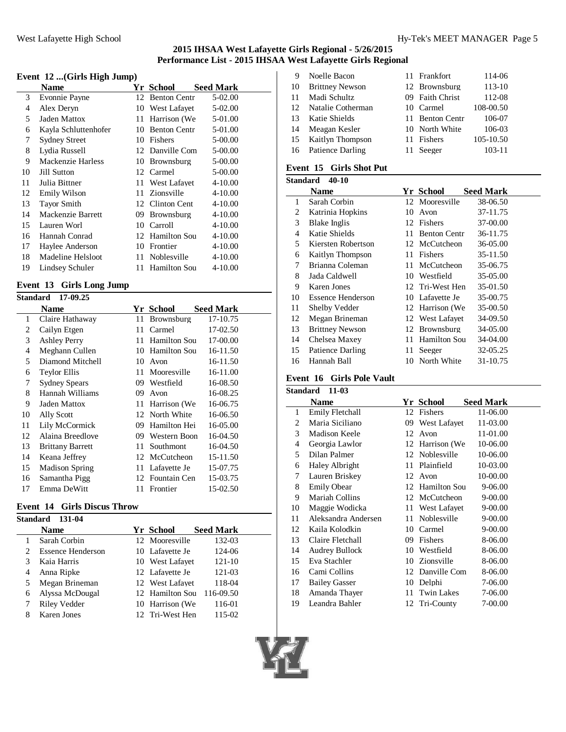## 2015 IHSAA West Lafayette Girls Regional - 5/26/2015
## Performance List - 2015 IHSAA West Lafayette Girls Regional

### Event 12 ...(Girls High Jump)

| | Name | Yr | School | Seed Mark |
|---|---|---|---|---|
| 3 | Evonnie Payne | 12 | Benton Centr | 5-02.00 |
| 4 | Alex Deryn | 10 | West Lafayet | 5-02.00 |
| 5 | Jaden Mattox | 11 | Harrison (We | 5-01.00 |
| 6 | Kayla Schluttenhofer | 10 | Benton Centr | 5-01.00 |
| 7 | Sydney Street | 10 | Fishers | 5-00.00 |
| 8 | Lydia Russell | 12 | Danville Com | 5-00.00 |
| 9 | Mackenzie Harless | 10 | Brownsburg | 5-00.00 |
| 10 | Jill Sutton | 12 | Carmel | 5-00.00 |
| 11 | Julia Bittner | 11 | West Lafayet | 4-10.00 |
| 12 | Emily Wilson | 11 | Zionsville | 4-10.00 |
| 13 | Tayor Smith | 12 | Clinton Cent | 4-10.00 |
| 14 | Mackenzie Barrett | 09 | Brownsburg | 4-10.00 |
| 15 | Lauren Worl | 10 | Carroll | 4-10.00 |
| 16 | Hannah Conrad | 12 | Hamilton Sou | 4-10.00 |
| 17 | Haylee Anderson | 10 | Frontier | 4-10.00 |
| 18 | Madeline Helsloot | 11 | Noblesville | 4-10.00 |
| 19 | Lindsey Schuler | 11 | Hamilton Sou | 4-10.00 |

### Event 13 Girls Long Jump

**Standard 17-09.25**

| | Name | Yr | School | Seed Mark |
|---|---|---|---|---|
| 1 | Claire Hathaway | 11 | Brownsburg | 17-10.75 |
| 2 | Cailyn Etgen | 11 | Carmel | 17-02.50 |
| 3 | Ashley Perry | 11 | Hamilton Sou | 17-00.00 |
| 4 | Meghann Cullen | 10 | Hamilton Sou | 16-11.50 |
| 5 | Diamond Mitchell | 10 | Avon | 16-11.50 |
| 6 | Teylor Ellis | 11 | Mooresville | 16-11.00 |
| 7 | Sydney Spears | 09 | Westfield | 16-08.50 |
| 8 | Hannah Williams | 09 | Avon | 16-08.25 |
| 9 | Jaden Mattox | 11 | Harrison (We | 16-06.75 |
| 10 | Ally Scott | 12 | North White | 16-06.50 |
| 11 | Lily McCormick | 09 | Hamilton Hei | 16-05.00 |
| 12 | Alaina Breedlove | 09 | Western Boon | 16-04.50 |
| 13 | Brittany Barrett | 11 | Southmont | 16-04.50 |
| 14 | Keana Jeffrey | 12 | McCutcheon | 15-11.50 |
| 15 | Madison Spring | 11 | Lafayette Je | 15-07.75 |
| 16 | Samantha Pigg | 12 | Fountain Cen | 15-03.75 |
| 17 | Emma DeWitt | 11 | Frontier | 15-02.50 |

### Event 14 Girls Discus Throw

**Standard 131-04**

| | Name | Yr | School | Seed Mark |
|---|---|---|---|---|
| 1 | Sarah Corbin | 12 | Mooresville | 132-03 |
| 2 | Essence Henderson | 10 | Lafayette Je | 124-06 |
| 3 | Kaia Harris | 10 | West Lafayet | 121-10 |
| 4 | Anna Ripke | 12 | Lafayette Je | 121-03 |
| 5 | Megan Brineman | 12 | West Lafayet | 118-04 |
| 6 | Alyssa McDougal | 12 | Hamilton Sou | 116-09.50 |
| 7 | Riley Vedder | 10 | Harrison (We | 116-01 |
| 8 | Karen Jones | 12 | Tri-West Hen | 115-02 |
| 9 | Noelle Bacon | 11 | Frankfort | 114-06 |
| 10 | Brittney Newson | 12 | Brownsburg | 113-10 |
| 11 | Madi Schultz | 09 | Faith Christ | 112-08 |
| 12 | Natalie Cotherman | 10 | Carmel | 108-00.50 |
| 13 | Katie Shields | 11 | Benton Centr | 106-07 |
| 14 | Meagan Kesler | 10 | North White | 106-03 |
| 15 | Kaitlyn Thompson | 11 | Fishers | 105-10.50 |
| 16 | Patience Darling | 11 | Seeger | 103-11 |

### Event 15 Girls Shot Put

**Standard 40-10**

| | Name | Yr | School | Seed Mark |
|---|---|---|---|---|
| 1 | Sarah Corbin | 12 | Mooresville | 38-06.50 |
| 2 | Katrinia Hopkins | 10 | Avon | 37-11.75 |
| 3 | Blake Inglis | 12 | Fishers | 37-00.00 |
| 4 | Katie Shields | 11 | Benton Centr | 36-11.75 |
| 5 | Kiersten Robertson | 12 | McCutcheon | 36-05.00 |
| 6 | Kaitlyn Thompson | 11 | Fishers | 35-11.50 |
| 7 | Brianna Coleman | 11 | McCutcheon | 35-06.75 |
| 8 | Jada Caldwell | 10 | Westfield | 35-05.00 |
| 9 | Karen Jones | 12 | Tri-West Hen | 35-01.50 |
| 10 | Essence Henderson | 10 | Lafayette Je | 35-00.75 |
| 11 | Shelby Vedder | 12 | Harrison (We | 35-00.50 |
| 12 | Megan Brineman | 12 | West Lafayet | 34-09.50 |
| 13 | Brittney Newson | 12 | Brownsburg | 34-05.00 |
| 14 | Chelsea Maxey | 11 | Hamilton Sou | 34-04.00 |
| 15 | Patience Darling | 11 | Seeger | 32-05.25 |
| 16 | Hannah Ball | 10 | North White | 31-10.75 |

### Event 16 Girls Pole Vault

**Standard 11-03**

| | Name | Yr | School | Seed Mark |
|---|---|---|---|---|
| 1 | Emily Fletchall | 12 | Fishers | 11-06.00 |
| 2 | Maria Siciliano | 09 | West Lafayet | 11-03.00 |
| 3 | Madison Keele | 12 | Avon | 11-01.00 |
| 4 | Georgia Lawlor | 12 | Harrison (We | 10-06.00 |
| 5 | Dilan Palmer | 12 | Noblesville | 10-06.00 |
| 6 | Haley Albright | 11 | Plainfield | 10-03.00 |
| 7 | Lauren Briskey | 12 | Avon | 10-00.00 |
| 8 | Emily Obear | 12 | Hamilton Sou | 9-06.00 |
| 9 | Mariah Collins | 12 | McCutcheon | 9-00.00 |
| 10 | Maggie Wodicka | 11 | West Lafayet | 9-00.00 |
| 11 | Aleksandra Andersen | 11 | Noblesville | 9-00.00 |
| 12 | Kaila Kolodkin | 10 | Carmel | 9-00.00 |
| 13 | Claire Fletchall | 09 | Fishers | 8-06.00 |
| 14 | Audrey Bullock | 10 | Westfield | 8-06.00 |
| 15 | Eva Stachler | 10 | Zionsville | 8-06.00 |
| 16 | Cami Collins | 12 | Danville Com | 8-06.00 |
| 17 | Bailey Gasser | 10 | Delphi | 7-06.00 |
| 18 | Amanda Thayer | 11 | Twin Lakes | 7-06.00 |
| 19 | Leandra Bahler | 12 | Tri-County | 7-00.00 |